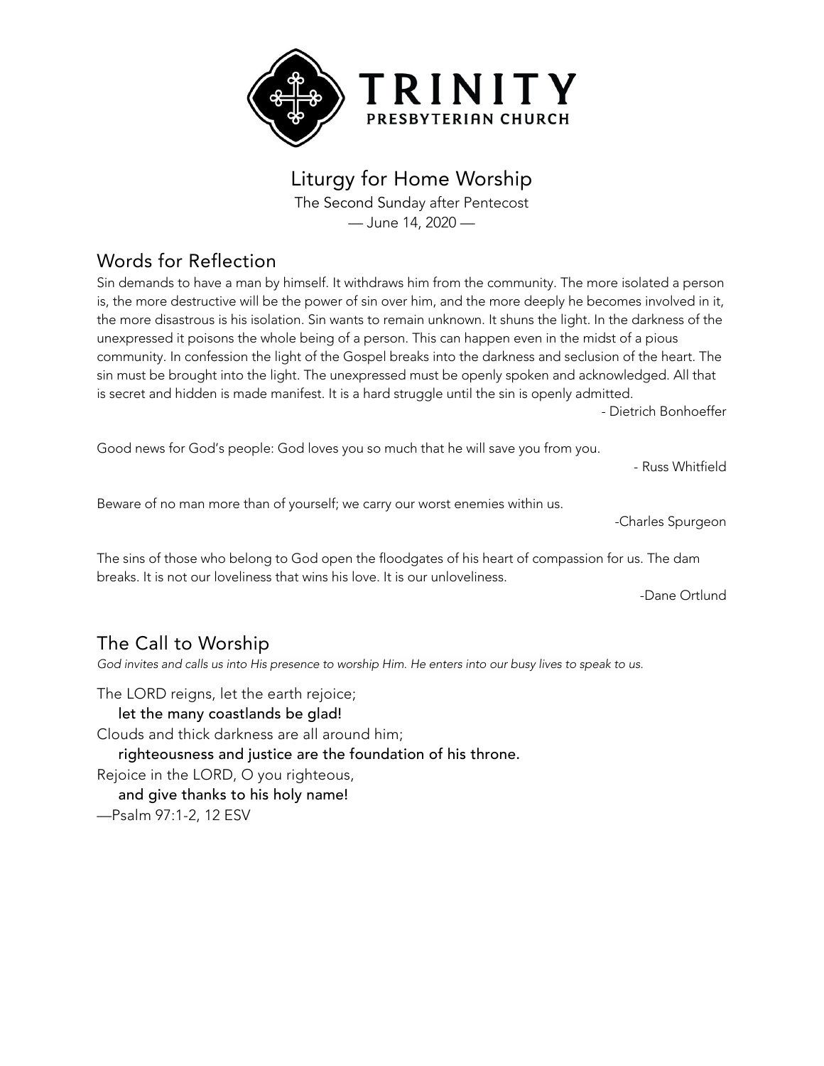# TRINITY
PRESBYTERIAN CHURCH

## Liturgy for Home Worship

The Second Sunday after Pentecost
— June 14, 2020 —

## Words for Reflection

Sin demands to have a man by himself. It withdraws him from the community. The more isolated a person is, the more destructive will be the power of sin over him, and the more deeply he becomes involved in it, the more disastrous is his isolation. Sin wants to remain unknown. It shuns the light. In the darkness of the unexpressed it poisons the whole being of a person. This can happen even in the midst of a pious community. In confession the light of the Gospel breaks into the darkness and seclusion of the heart. The sin must be brought into the light. The unexpressed must be openly spoken and acknowledged. All that is secret and hidden is made manifest. It is a hard struggle until the sin is openly admitted.

- Dietrich Bonhoeffer

Good news for God's people: God loves you so much that he will save you from you.

- Russ Whitfield

Beware of no man more than of yourself; we carry our worst enemies within us.

-Charles Spurgeon

The sins of those who belong to God open the floodgates of his heart of compassion for us. The dam breaks. It is not our loveliness that wins his love. It is our unloveliness.

-Dane Ortlund

## The Call to Worship

*God invites and calls us into His presence to worship Him. He enters into our busy lives to speak to us.*

The LORD reigns, let the earth rejoice;
**let the many coastlands be glad!**
Clouds and thick darkness are all around him;
**righteousness and justice are the foundation of his throne.**
Rejoice in the LORD, O you righteous,
**and give thanks to his holy name!**
—Psalm 97:1-2, 12 ESV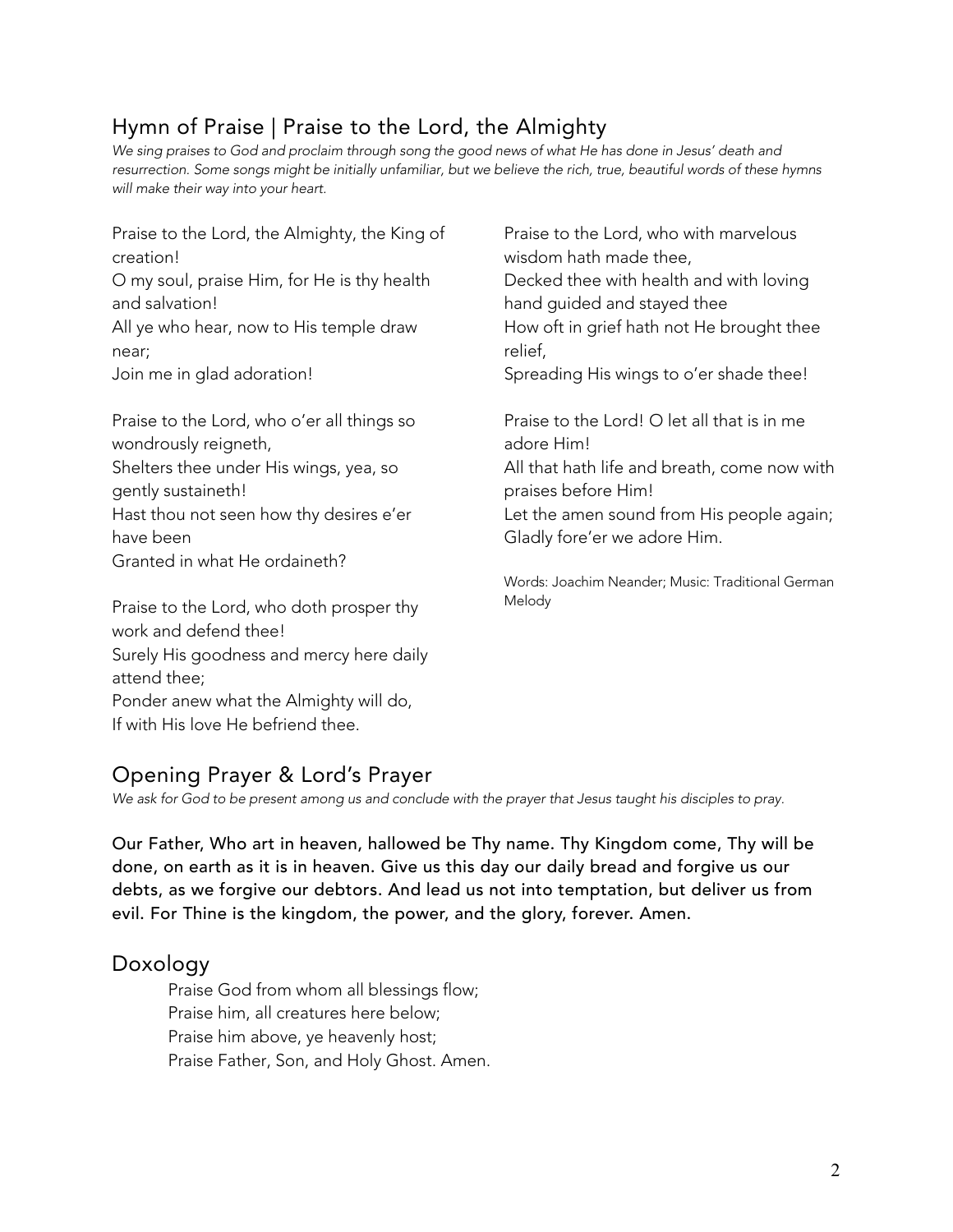## Hymn of Praise | Praise to the Lord, the Almighty

*We sing praises to God and proclaim through song the good news of what He has done in Jesus' death and resurrection. Some songs might be initially unfamiliar, but we believe the rich, true, beautiful words of these hymns will make their way into your heart.*

Praise to the Lord, the Almighty, the King of creation!
O my soul, praise Him, for He is thy health and salvation!
All ye who hear, now to His temple draw near;
Join me in glad adoration!

Praise to the Lord, who o'er all things so wondrously reigneth,
Shelters thee under His wings, yea, so gently sustaineth!
Hast thou not seen how thy desires e'er have been
Granted in what He ordaineth?

Praise to the Lord, who doth prosper thy work and defend thee!
Surely His goodness and mercy here daily attend thee;
Ponder anew what the Almighty will do,
If with His love He befriend thee.

Praise to the Lord, who with marvelous wisdom hath made thee,
Decked thee with health and with loving hand guided and stayed thee
How oft in grief hath not He brought thee relief,
Spreading His wings to o'er shade thee!

Praise to the Lord! O let all that is in me adore Him!
All that hath life and breath, come now with praises before Him!
Let the amen sound from His people again;
Gladly fore'er we adore Him.

Words: Joachim Neander; Music: Traditional German Melody

## Opening Prayer & Lord's Prayer

*We ask for God to be present among us and conclude with the prayer that Jesus taught his disciples to pray.*

**Our Father, Who art in heaven, hallowed be Thy name. Thy Kingdom come, Thy will be done, on earth as it is in heaven. Give us this day our daily bread and forgive us our debts, as we forgive our debtors. And lead us not into temptation, but deliver us from evil. For Thine is the kingdom, the power, and the glory, forever. Amen.**

## Doxology

Praise God from whom all blessings flow;
Praise him, all creatures here below;
Praise him above, ye heavenly host;
Praise Father, Son, and Holy Ghost. Amen.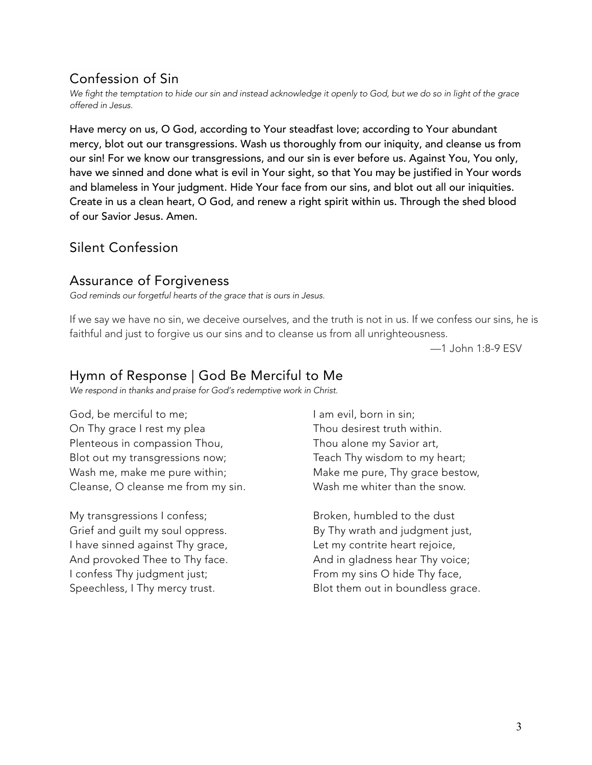## Confession of Sin

*We fight the temptation to hide our sin and instead acknowledge it openly to God, but we do so in light of the grace offered in Jesus.*

**Have mercy on us, O God, according to Your steadfast love; according to Your abundant mercy, blot out our transgressions. Wash us thoroughly from our iniquity, and cleanse us from our sin! For we know our transgressions, and our sin is ever before us. Against You, You only, have we sinned and done what is evil in Your sight, so that You may be justified in Your words and blameless in Your judgment. Hide Your face from our sins, and blot out all our iniquities. Create in us a clean heart, O God, and renew a right spirit within us. Through the shed blood of our Savior Jesus. Amen.**

## Silent Confession

## Assurance of Forgiveness

*God reminds our forgetful hearts of the grace that is ours in Jesus.*

If we say we have no sin, we deceive ourselves, and the truth is not in us. If we confess our sins, he is faithful and just to forgive us our sins and to cleanse us from all unrighteousness.

—1 John 1:8-9 ESV

## Hymn of Response | God Be Merciful to Me

*We respond in thanks and praise for God's redemptive work in Christ.*

God, be merciful to me;
On Thy grace I rest my plea
Plenteous in compassion Thou,
Blot out my transgressions now;
Wash me, make me pure within;
Cleanse, O cleanse me from my sin.

My transgressions I confess;
Grief and guilt my soul oppress.
I have sinned against Thy grace,
And provoked Thee to Thy face.
I confess Thy judgment just;
Speechless, I Thy mercy trust.

I am evil, born in sin;
Thou desirest truth within.
Thou alone my Savior art,
Teach Thy wisdom to my heart;
Make me pure, Thy grace bestow,
Wash me whiter than the snow.

Broken, humbled to the dust
By Thy wrath and judgment just,
Let my contrite heart rejoice,
And in gladness hear Thy voice;
From my sins O hide Thy face,
Blot them out in boundless grace.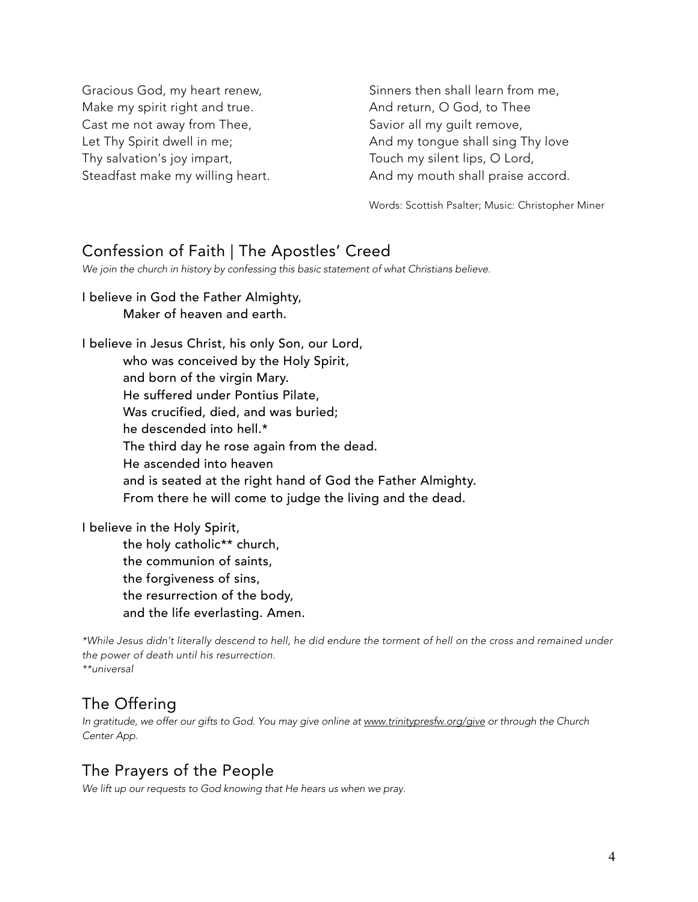Gracious God, my heart renew,
Make my spirit right and true.
Cast me not away from Thee,
Let Thy Spirit dwell in me;
Thy salvation's joy impart,
Steadfast make my willing heart.

Sinners then shall learn from me,
And return, O God, to Thee
Savior all my guilt remove,
And my tongue shall sing Thy love
Touch my silent lips, O Lord,
And my mouth shall praise accord.

Words: Scottish Psalter; Music: Christopher Miner

## Confession of Faith | The Apostles' Creed

*We join the church in history by confessing this basic statement of what Christians believe.*

**I believe in God the Father Almighty,**
**Maker of heaven and earth.**

**I believe in Jesus Christ, his only Son, our Lord,**
**who was conceived by the Holy Spirit,**
**and born of the virgin Mary.**
**He suffered under Pontius Pilate,**
**Was crucified, died, and was buried;**
**he descended into hell.***
**The third day he rose again from the dead.**
**He ascended into heaven**
**and is seated at the right hand of God the Father Almighty.**
**From there he will come to judge the living and the dead.**

**I believe in the Holy Spirit,**
**the holy catholic** church,**
**the communion of saints,**
**the forgiveness of sins,**
**the resurrection of the body,**
**and the life everlasting. Amen.**

*\*While Jesus didn't literally descend to hell, he did endure the torment of hell on the cross and remained under the power of death until his resurrection.*
*\*\*universal*

## The Offering

*In gratitude, we offer our gifts to God. You may give online at www.trinitypresfw.org/give or through the Church Center App.*

## The Prayers of the People

*We lift up our requests to God knowing that He hears us when we pray.*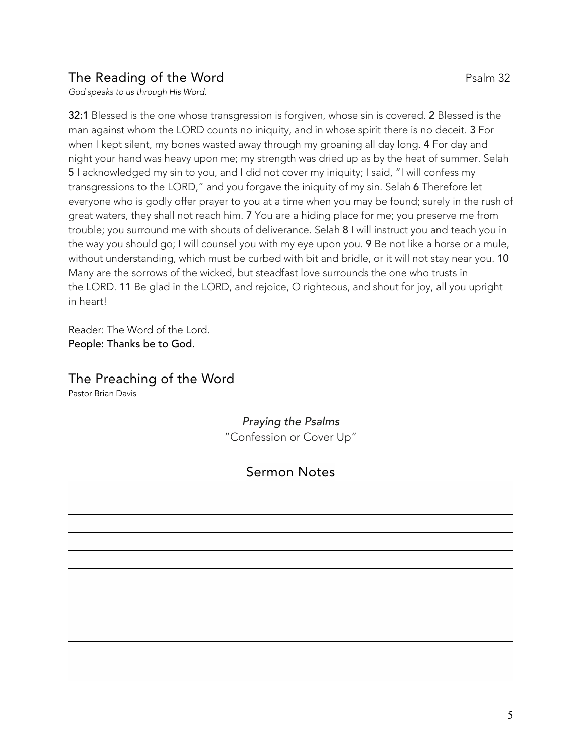## The Reading of the Word

Psalm 32

*God speaks to us through His Word.*

**32:1** Blessed is the one whose transgression is forgiven, whose sin is covered. **2** Blessed is the man against whom the LORD counts no iniquity, and in whose spirit there is no deceit. **3** For when I kept silent, my bones wasted away through my groaning all day long. **4** For day and night your hand was heavy upon me; my strength was dried up as by the heat of summer. Selah **5** I acknowledged my sin to you, and I did not cover my iniquity; I said, "I will confess my transgressions to the LORD," and you forgave the iniquity of my sin. Selah **6** Therefore let everyone who is godly offer prayer to you at a time when you may be found; surely in the rush of great waters, they shall not reach him. **7** You are a hiding place for me; you preserve me from trouble; you surround me with shouts of deliverance. Selah **8** I will instruct you and teach you in the way you should go; I will counsel you with my eye upon you. **9** Be not like a horse or a mule, without understanding, which must be curbed with bit and bridle, or it will not stay near you. **10** Many are the sorrows of the wicked, but steadfast love surrounds the one who trusts in the LORD. **11** Be glad in the LORD, and rejoice, O righteous, and shout for joy, all you upright in heart!

Reader: The Word of the Lord.
**People: Thanks be to God.**

## The Preaching of the Word

Pastor Brian Davis

*Praying the Psalms*
"Confession or Cover Up"

### Sermon Notes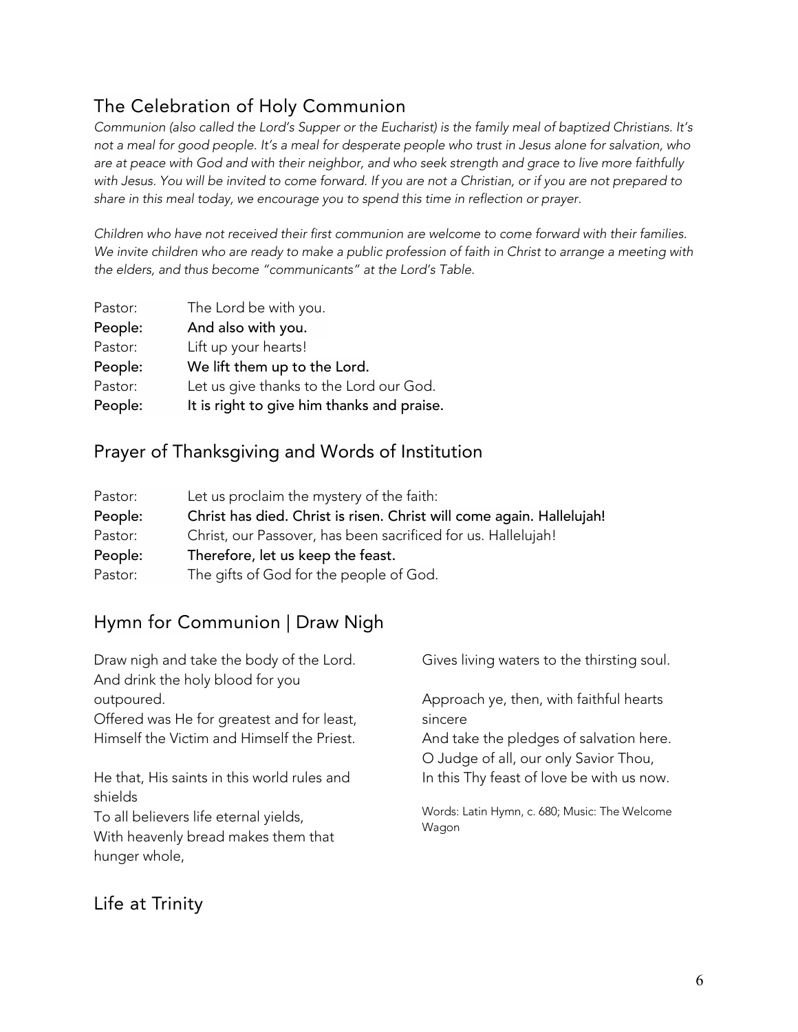## The Celebration of Holy Communion

*Communion (also called the Lord's Supper or the Eucharist) is the family meal of baptized Christians. It's not a meal for good people. It's a meal for desperate people who trust in Jesus alone for salvation, who are at peace with God and with their neighbor, and who seek strength and grace to live more faithfully with Jesus. You will be invited to come forward. If you are not a Christian, or if you are not prepared to share in this meal today, we encourage you to spend this time in reflection or prayer.*

*Children who have not received their first communion are welcome to come forward with their families. We invite children who are ready to make a public profession of faith in Christ to arrange a meeting with the elders, and thus become "communicants" at the Lord's Table.*

Pastor: The Lord be with you.
**People: And also with you.**
Pastor: Lift up your hearts!
**People: We lift them up to the Lord.**
Pastor: Let us give thanks to the Lord our God.
**People: It is right to give him thanks and praise.**

## Prayer of Thanksgiving and Words of Institution

Pastor: Let us proclaim the mystery of the faith:
**People: Christ has died. Christ is risen. Christ will come again. Hallelujah!**
Pastor: Christ, our Passover, has been sacrificed for us. Hallelujah!
**People: Therefore, let us keep the feast.**
Pastor: The gifts of God for the people of God.

## Hymn for Communion | Draw Nigh

Draw nigh and take the body of the Lord.
And drink the holy blood for you outpoured.
Offered was He for greatest and for least,
Himself the Victim and Himself the Priest.

He that, His saints in this world rules and shields
To all believers life eternal yields,
With heavenly bread makes them that hunger whole,
Gives living waters to the thirsting soul.

Approach ye, then, with faithful hearts sincere
And take the pledges of salvation here.
O Judge of all, our only Savior Thou,
In this Thy feast of love be with us now.

Words: Latin Hymn, c. 680; Music: The Welcome Wagon

## Life at Trinity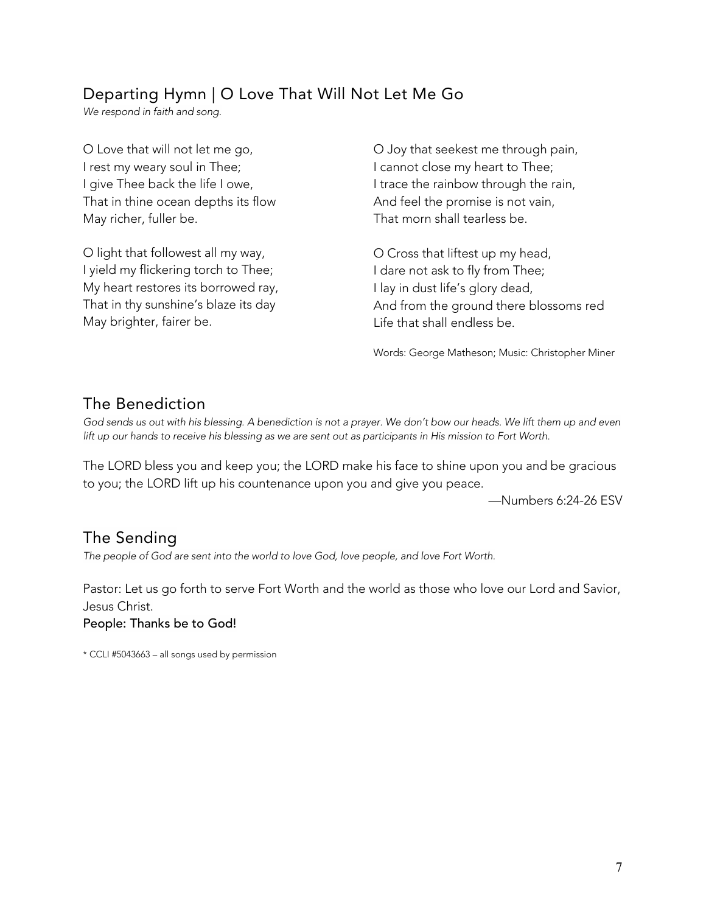## Departing Hymn | O Love That Will Not Let Me Go

*We respond in faith and song.*

O Love that will not let me go,
I rest my weary soul in Thee;
I give Thee back the life I owe,
That in thine ocean depths its flow
May richer, fuller be.

O light that followest all my way,
I yield my flickering torch to Thee;
My heart restores its borrowed ray,
That in thy sunshine's blaze its day
May brighter, fairer be.

O Joy that seekest me through pain,
I cannot close my heart to Thee;
I trace the rainbow through the rain,
And feel the promise is not vain,
That morn shall tearless be.

O Cross that liftest up my head,
I dare not ask to fly from Thee;
I lay in dust life's glory dead,
And from the ground there blossoms red
Life that shall endless be.

Words: George Matheson; Music: Christopher Miner

## The Benediction

*God sends us out with his blessing. A benediction is not a prayer. We don't bow our heads. We lift them up and even lift up our hands to receive his blessing as we are sent out as participants in His mission to Fort Worth.*

The LORD bless you and keep you; the LORD make his face to shine upon you and be gracious to you; the LORD lift up his countenance upon you and give you peace.

—Numbers 6:24-26 ESV

## The Sending

*The people of God are sent into the world to love God, love people, and love Fort Worth.*

Pastor: Let us go forth to serve Fort Worth and the world as those who love our Lord and Savior, Jesus Christ.

**People: Thanks be to God!**

* CCLI #5043663 – all songs used by permission